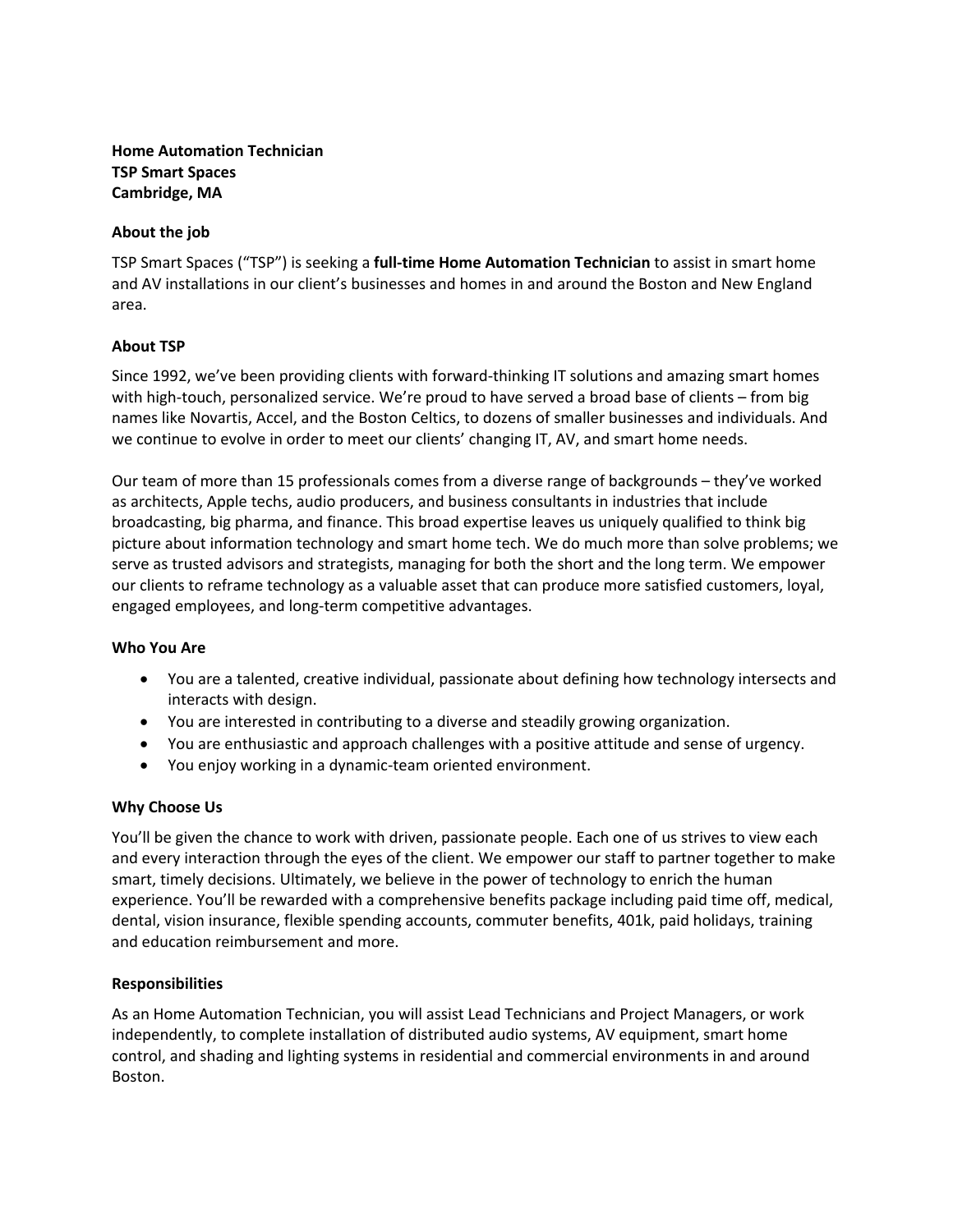**Home Automation Technician**
**TSP Smart Spaces**
**Cambridge, MA**

## About the job

TSP Smart Spaces ("TSP") is seeking a **full-time Home Automation Technician** to assist in smart home and AV installations in our client's businesses and homes in and around the Boston and New England area.

## About TSP

Since 1992, we've been providing clients with forward-thinking IT solutions and amazing smart homes with high-touch, personalized service. We're proud to have served a broad base of clients – from big names like Novartis, Accel, and the Boston Celtics, to dozens of smaller businesses and individuals. And we continue to evolve in order to meet our clients' changing IT, AV, and smart home needs.

Our team of more than 15 professionals comes from a diverse range of backgrounds – they've worked as architects, Apple techs, audio producers, and business consultants in industries that include broadcasting, big pharma, and finance. This broad expertise leaves us uniquely qualified to think big picture about information technology and smart home tech. We do much more than solve problems; we serve as trusted advisors and strategists, managing for both the short and the long term. We empower our clients to reframe technology as a valuable asset that can produce more satisfied customers, loyal, engaged employees, and long-term competitive advantages.

## Who You Are

- You are a talented, creative individual, passionate about defining how technology intersects and interacts with design.
- You are interested in contributing to a diverse and steadily growing organization.
- You are enthusiastic and approach challenges with a positive attitude and sense of urgency.
- You enjoy working in a dynamic-team oriented environment.

## Why Choose Us

You'll be given the chance to work with driven, passionate people. Each one of us strives to view each and every interaction through the eyes of the client. We empower our staff to partner together to make smart, timely decisions. Ultimately, we believe in the power of technology to enrich the human experience. You'll be rewarded with a comprehensive benefits package including paid time off, medical, dental, vision insurance, flexible spending accounts, commuter benefits, 401k, paid holidays, training and education reimbursement and more.

## Responsibilities

As an Home Automation Technician, you will assist Lead Technicians and Project Managers, or work independently, to complete installation of distributed audio systems, AV equipment, smart home control, and shading and lighting systems in residential and commercial environments in and around Boston.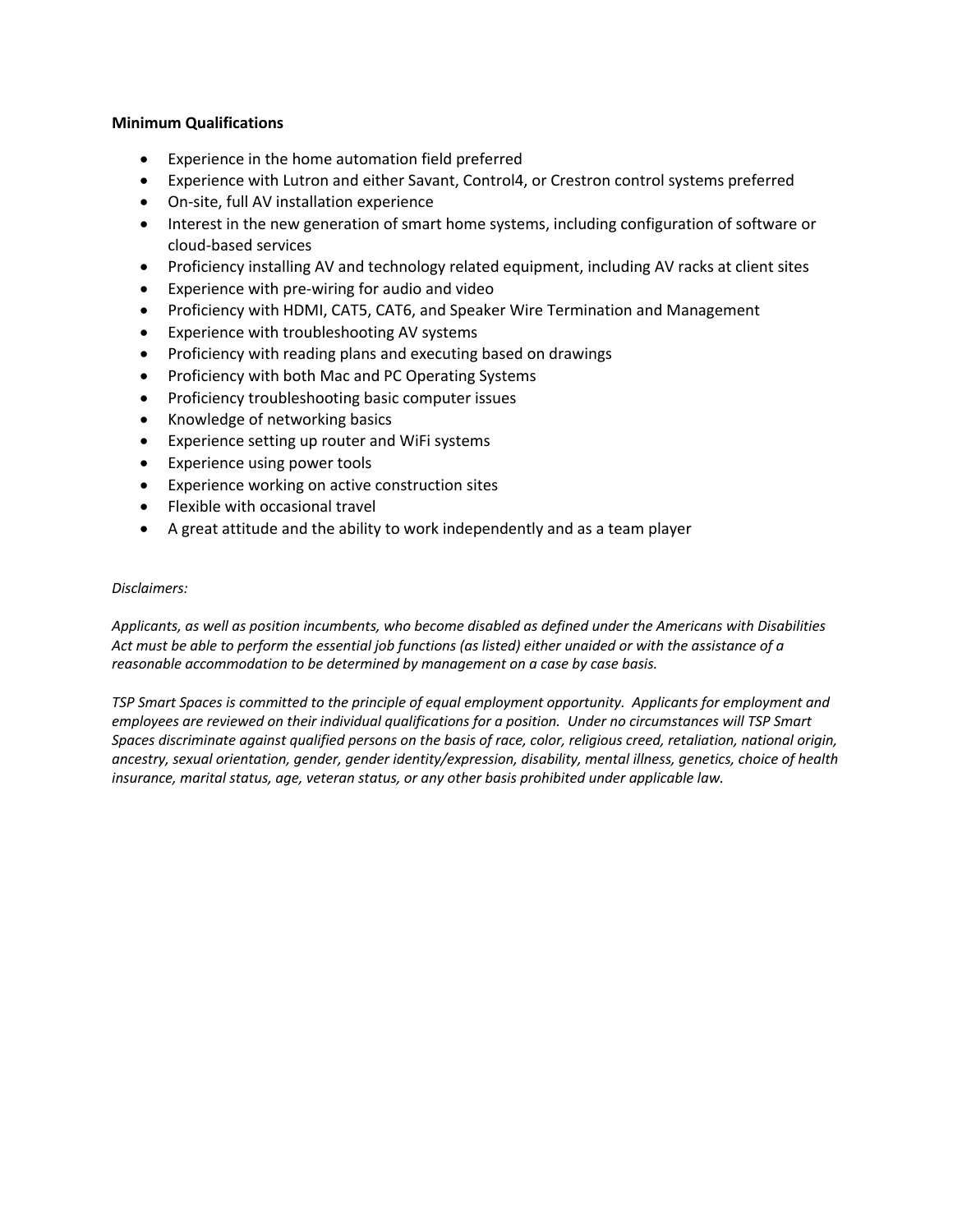**Minimum Qualifications**

- Experience in the home automation field preferred
- Experience with Lutron and either Savant, Control4, or Crestron control systems preferred
- On-site, full AV installation experience
- Interest in the new generation of smart home systems, including configuration of software or cloud-based services
- Proficiency installing AV and technology related equipment, including AV racks at client sites
- Experience with pre-wiring for audio and video
- Proficiency with HDMI, CAT5, CAT6, and Speaker Wire Termination and Management
- Experience with troubleshooting AV systems
- Proficiency with reading plans and executing based on drawings
- Proficiency with both Mac and PC Operating Systems
- Proficiency troubleshooting basic computer issues
- Knowledge of networking basics
- Experience setting up router and WiFi systems
- Experience using power tools
- Experience working on active construction sites
- Flexible with occasional travel
- A great attitude and the ability to work independently and as a team player

*Disclaimers:*

*Applicants, as well as position incumbents, who become disabled as defined under the Americans with Disabilities Act must be able to perform the essential job functions (as listed) either unaided or with the assistance of a reasonable accommodation to be determined by management on a case by case basis.*

*TSP Smart Spaces is committed to the principle of equal employment opportunity. Applicants for employment and employees are reviewed on their individual qualifications for a position. Under no circumstances will TSP Smart Spaces discriminate against qualified persons on the basis of race, color, religious creed, retaliation, national origin, ancestry, sexual orientation, gender, gender identity/expression, disability, mental illness, genetics, choice of health insurance, marital status, age, veteran status, or any other basis prohibited under applicable law.*